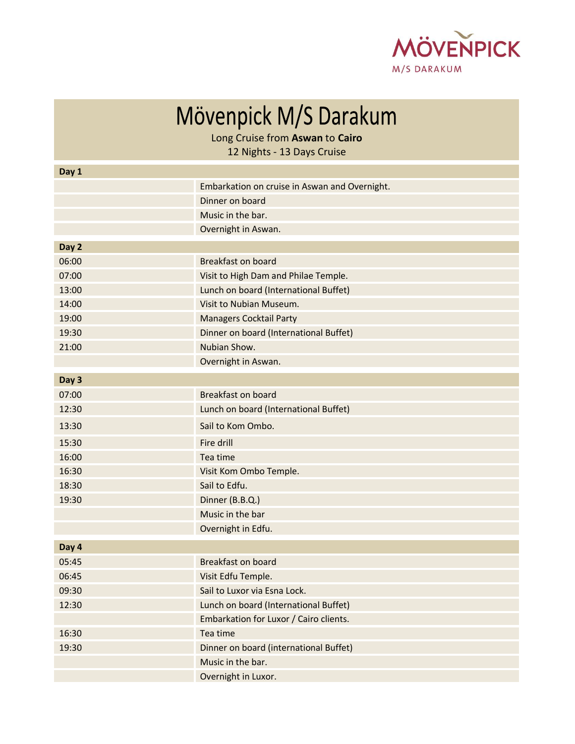MÖVENPICK
M/S DARAKUM

# Mövenpick M/S Darakum

Long Cruise from **Aswan** to **Cairo**
12 Nights - 13 Days Cruise

| **Day 1** | |
|---|---|
| | Embarkation on cruise in Aswan and Overnight. |
| | Dinner on board |
| | Music in the bar. |
| | Overnight in Aswan. |
| **Day 2** | |
| 06:00 | Breakfast on board |
| 07:00 | Visit to High Dam and Philae Temple. |
| 13:00 | Lunch on board (International Buffet) |
| 14:00 | Visit to Nubian Museum. |
| 19:00 | Managers Cocktail Party |
| 19:30 | Dinner on board (International Buffet) |
| 21:00 | Nubian Show. |
| | Overnight in Aswan. |
| **Day 3** | |
| 07:00 | Breakfast on board |
| 12:30 | Lunch on board (International Buffet) |
| 13:30 | Sail to Kom Ombo. |
| 15:30 | Fire drill |
| 16:00 | Tea time |
| 16:30 | Visit Kom Ombo Temple. |
| 18:30 | Sail to Edfu. |
| 19:30 | Dinner (B.B.Q.) |
| | Music in the bar |
| | Overnight in Edfu. |
| **Day 4** | |
| 05:45 | Breakfast on board |
| 06:45 | Visit Edfu Temple. |
| 09:30 | Sail to Luxor via Esna Lock. |
| 12:30 | Lunch on board (International Buffet) |
| | Embarkation for Luxor / Cairo clients. |
| 16:30 | Tea time |
| 19:30 | Dinner on board (international Buffet) |
| | Music in the bar. |
| | Overnight in Luxor. |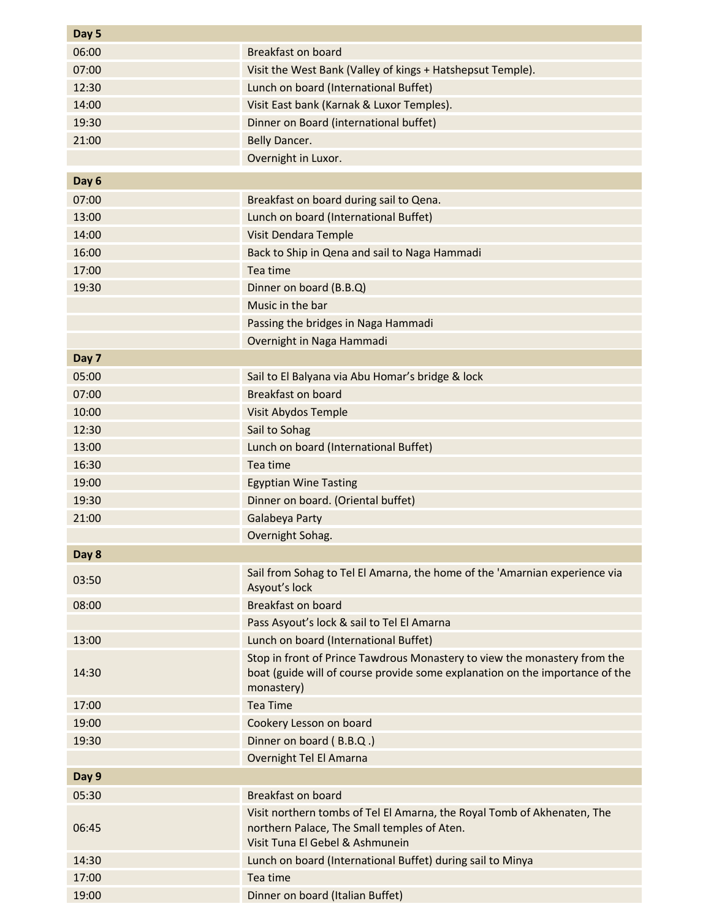| Day 5 | |
|---|---|
| 06:00 | Breakfast on board |
| 07:00 | Visit the West Bank (Valley of kings + Hatshepsut Temple). |
| 12:30 | Lunch on board (International Buffet) |
| 14:00 | Visit East bank (Karnak & Luxor Temples). |
| 19:30 | Dinner on Board (international buffet) |
| 21:00 | Belly Dancer. |
| | Overnight in Luxor. |

| Day 6 | |
|---|---|
| 07:00 | Breakfast on board during sail to Qena. |
| 13:00 | Lunch on board (International Buffet) |
| 14:00 | Visit Dendara Temple |
| 16:00 | Back to Ship in Qena and sail to Naga Hammadi |
| 17:00 | Tea time |
| 19:30 | Dinner on board (B.B.Q) |
| | Music in the bar |
| | Passing the bridges in Naga Hammadi |
| | Overnight in Naga Hammadi |
| **Day 7** | |
| 05:00 | Sail to El Balyana via Abu Homar's bridge & lock |
| 07:00 | Breakfast on board |
| 10:00 | Visit Abydos Temple |
| 12:30 | Sail to Sohag |
| 13:00 | Lunch on board (International Buffet) |
| 16:30 | Tea time |
| 19:00 | Egyptian Wine Tasting |
| 19:30 | Dinner on board. (Oriental buffet) |
| 21:00 | Galabeya Party |
| | Overnight Sohag. |
| **Day 8** | |
| 03:50 | Sail from Sohag to Tel El Amarna, the home of the 'Amarnian experience via Asyout's lock |
| 08:00 | Breakfast on board |
| | Pass Asyout's lock & sail to Tel El Amarna |
| 13:00 | Lunch on board (International Buffet) |
| 14:30 | Stop in front of Prince Tawdrous Monastery to view the monastery from the boat (guide will of course provide some explanation on the importance of the monastery) |
| 17:00 | Tea Time |
| 19:00 | Cookery Lesson on board |
| 19:30 | Dinner on board ( B.B.Q .) |
| | Overnight Tel El Amarna |
| **Day 9** | |
| 05:30 | Breakfast on board |
| 06:45 | Visit northern tombs of Tel El Amarna, the Royal Tomb of Akhenaten, The northern Palace, The Small temples of Aten.<br>Visit Tuna El Gebel & Ashmunein |
| 14:30 | Lunch on board (International Buffet) during sail to Minya |
| 17:00 | Tea time |
| 19:00 | Dinner on board (Italian Buffet) |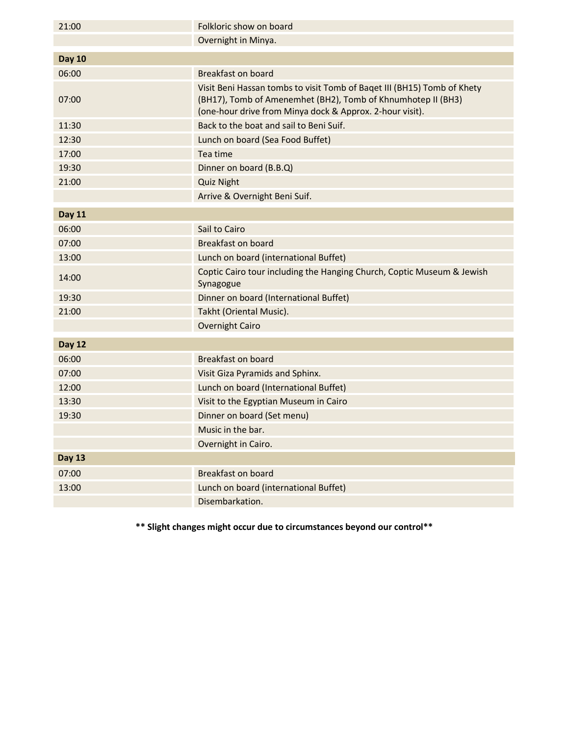| | |
|---|---|
| 21:00 | Folkloric show on board |
| | Overnight in Minya. |
| **Day 10** | |
| 06:00 | Breakfast on board |
| 07:00 | Visit Beni Hassan tombs to visit Tomb of Baqet III (BH15) Tomb of Khety (BH17), Tomb of Amenemhet (BH2), Tomb of Khnumhotep II (BH3) (one-hour drive from Minya dock & Approx. 2-hour visit). |
| 11:30 | Back to the boat and sail to Beni Suif. |
| 12:30 | Lunch on board (Sea Food Buffet) |
| 17:00 | Tea time |
| 19:30 | Dinner on board (B.B.Q) |
| 21:00 | Quiz Night |
| | Arrive & Overnight Beni Suif. |
| **Day 11** | |
| 06:00 | Sail to Cairo |
| 07:00 | Breakfast on board |
| 13:00 | Lunch on board (international Buffet) |
| 14:00 | Coptic Cairo tour including the Hanging Church, Coptic Museum & Jewish Synagogue |
| 19:30 | Dinner on board (International Buffet) |
| 21:00 | Takht (Oriental Music). |
| | Overnight Cairo |
| **Day 12** | |
| 06:00 | Breakfast on board |
| 07:00 | Visit Giza Pyramids and Sphinx. |
| 12:00 | Lunch on board (International Buffet) |
| 13:30 | Visit to the Egyptian Museum in Cairo |
| 19:30 | Dinner on board (Set menu) |
| | Music in the bar. |
| | Overnight in Cairo. |
| **Day 13** | |
| 07:00 | Breakfast on board |
| 13:00 | Lunch on board (international Buffet) |
| | Disembarkation. |

**\*\* Slight changes might occur due to circumstances beyond our control\*\***